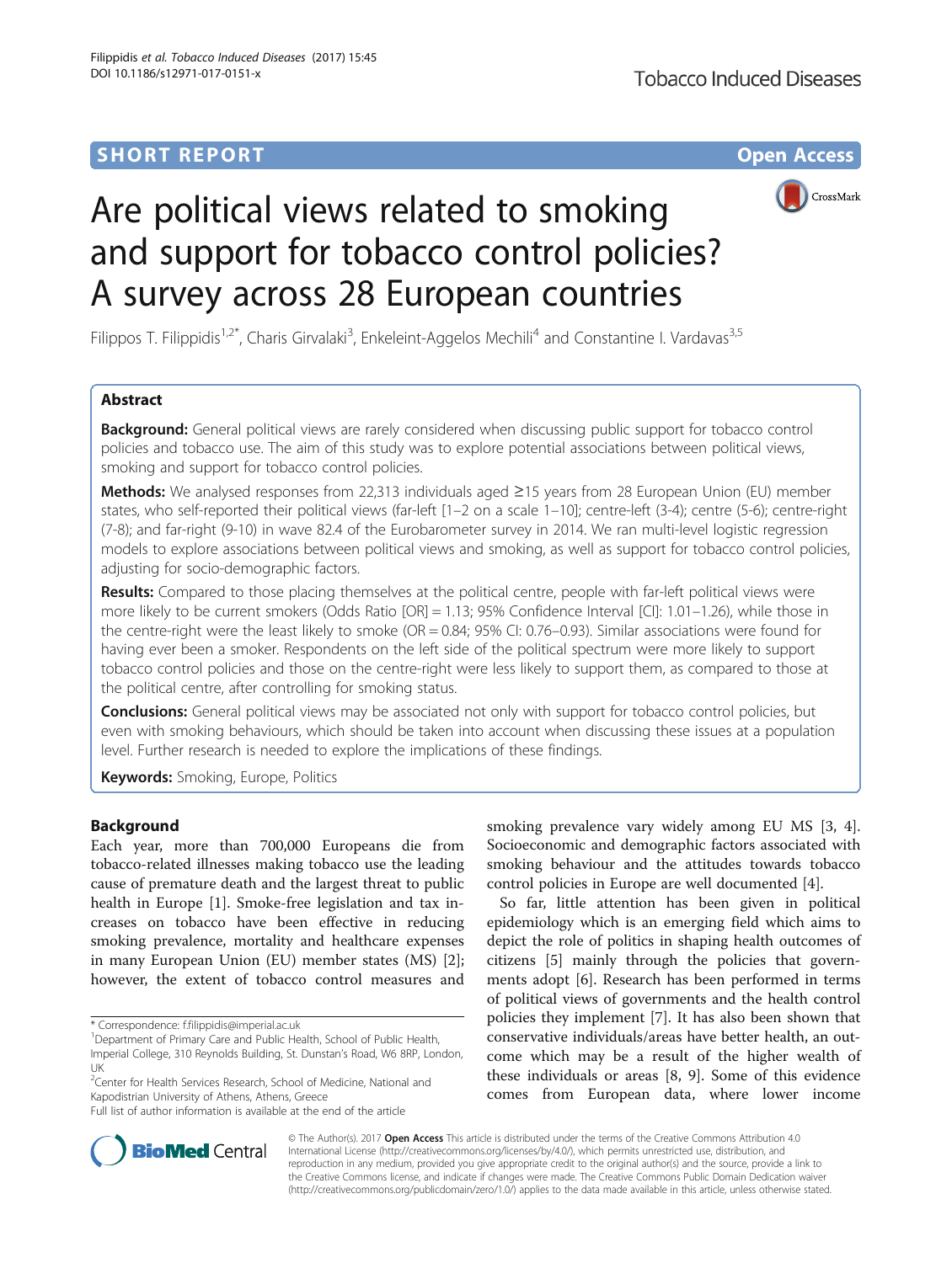**SHORT REPORT** **Open Access**

# Are political views related to smoking and support for tobacco control policies? A survey across 28 European countries

Filippos T. Filippidis[1,2*], Charis Girvalaki[3], Enkeleint-Aggelos Mechili[4] and Constantine I. Vardavas[3,5]

## Abstract

**Background:** General political views are rarely considered when discussing public support for tobacco control policies and tobacco use. The aim of this study was to explore potential associations between political views, smoking and support for tobacco control policies.

**Methods:** We analysed responses from 22,313 individuals aged ≥15 years from 28 European Union (EU) member states, who self-reported their political views (far-left [1–2 on a scale 1–10]; centre-left (3-4); centre (5-6); centre-right (7-8); and far-right (9-10) in wave 82.4 of the Eurobarometer survey in 2014. We ran multi-level logistic regression models to explore associations between political views and smoking, as well as support for tobacco control policies, adjusting for socio-demographic factors.

**Results:** Compared to those placing themselves at the political centre, people with far-left political views were more likely to be current smokers (Odds Ratio [OR] = 1.13; 95% Confidence Interval [CI]: 1.01–1.26), while those in the centre-right were the least likely to smoke (OR = 0.84; 95% CI: 0.76–0.93). Similar associations were found for having ever been a smoker. Respondents on the left side of the political spectrum were more likely to support tobacco control policies and those on the centre-right were less likely to support them, as compared to those at the political centre, after controlling for smoking status.

**Conclusions:** General political views may be associated not only with support for tobacco control policies, but even with smoking behaviours, which should be taken into account when discussing these issues at a population level. Further research is needed to explore the implications of these findings.

**Keywords:** Smoking, Europe, Politics

## Background

Each year, more than 700,000 Europeans die from tobacco-related illnesses making tobacco use the leading cause of premature death and the largest threat to public health in Europe [1]. Smoke-free legislation and tax increases on tobacco have been effective in reducing smoking prevalence, mortality and healthcare expenses in many European Union (EU) member states (MS) [2]; however, the extent of tobacco control measures and smoking prevalence vary widely among EU MS [3, 4]. Socioeconomic and demographic factors associated with smoking behaviour and the attitudes towards tobacco control policies in Europe are well documented [4].

So far, little attention has been given in political epidemiology which is an emerging field which aims to depict the role of politics in shaping health outcomes of citizens [5] mainly through the policies that governments adopt [6]. Research has been performed in terms of political views of governments and the health control policies they implement [7]. It has also been shown that conservative individuals/areas have better health, an outcome which may be a result of the higher wealth of these individuals or areas [8, 9]. Some of this evidence comes from European data, where lower income

\* Correspondence: f.filippidis@imperial.ac.uk

[1]Department of Primary Care and Public Health, School of Public Health, Imperial College, 310 Reynolds Building, St. Dunstan's Road, W6 8RP, London, UK

[2]Center for Health Services Research, School of Medicine, National and Kapodistrian University of Athens, Athens, Greece

Full list of author information is available at the end of the article

© The Author(s). 2017 **Open Access** This article is distributed under the terms of the Creative Commons Attribution 4.0 International License (http://creativecommons.org/licenses/by/4.0/), which permits unrestricted use, distribution, and reproduction in any medium, provided you give appropriate credit to the original author(s) and the source, provide a link to the Creative Commons license, and indicate if changes were made. The Creative Commons Public Domain Dedication waiver (http://creativecommons.org/publicdomain/zero/1.0/) applies to the data made available in this article, unless otherwise stated.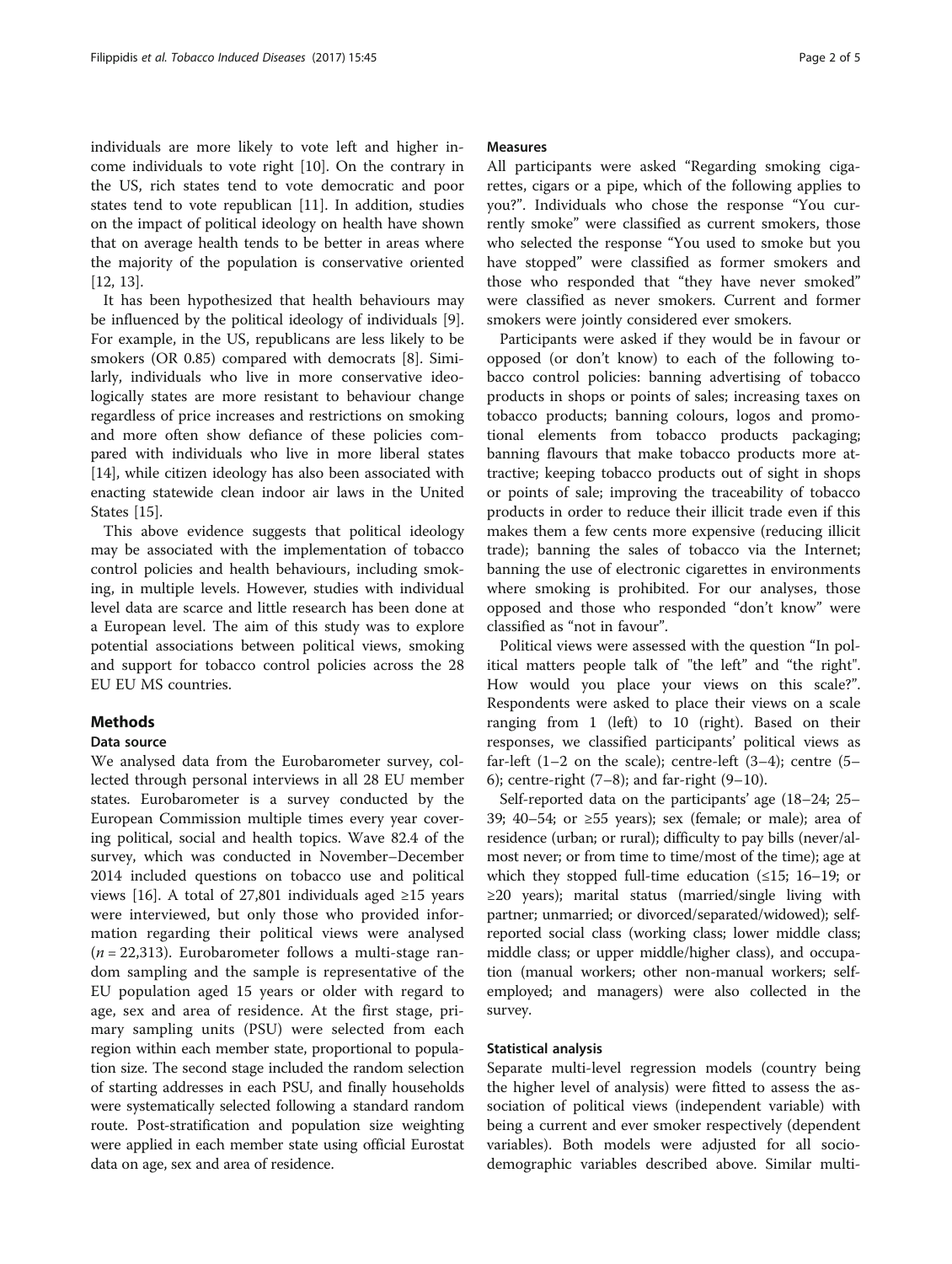individuals are more likely to vote left and higher income individuals to vote right [10]. On the contrary in the US, rich states tend to vote democratic and poor states tend to vote republican [11]. In addition, studies on the impact of political ideology on health have shown that on average health tends to be better in areas where the majority of the population is conservative oriented [12, 13].

It has been hypothesized that health behaviours may be influenced by the political ideology of individuals [9]. For example, in the US, republicans are less likely to be smokers (OR 0.85) compared with democrats [8]. Similarly, individuals who live in more conservative ideologically states are more resistant to behaviour change regardless of price increases and restrictions on smoking and more often show defiance of these policies compared with individuals who live in more liberal states [14], while citizen ideology has also been associated with enacting statewide clean indoor air laws in the United States [15].

This above evidence suggests that political ideology may be associated with the implementation of tobacco control policies and health behaviours, including smoking, in multiple levels. However, studies with individual level data are scarce and little research has been done at a European level. The aim of this study was to explore potential associations between political views, smoking and support for tobacco control policies across the 28 EU EU MS countries.

## Methods

### Data source

We analysed data from the Eurobarometer survey, collected through personal interviews in all 28 EU member states. Eurobarometer is a survey conducted by the European Commission multiple times every year covering political, social and health topics. Wave 82.4 of the survey, which was conducted in November–December 2014 included questions on tobacco use and political views [16]. A total of 27,801 individuals aged ≥15 years were interviewed, but only those who provided information regarding their political views were analysed ($n = 22,313$). Eurobarometer follows a multi-stage random sampling and the sample is representative of the EU population aged 15 years or older with regard to age, sex and area of residence. At the first stage, primary sampling units (PSU) were selected from each region within each member state, proportional to population size. The second stage included the random selection of starting addresses in each PSU, and finally households were systematically selected following a standard random route. Post-stratification and population size weighting were applied in each member state using official Eurostat data on age, sex and area of residence.

### Measures

All participants were asked "Regarding smoking cigarettes, cigars or a pipe, which of the following applies to you?". Individuals who chose the response "You currently smoke" were classified as current smokers, those who selected the response "You used to smoke but you have stopped" were classified as former smokers and those who responded that "they have never smoked" were classified as never smokers. Current and former smokers were jointly considered ever smokers.

Participants were asked if they would be in favour or opposed (or don't know) to each of the following tobacco control policies: banning advertising of tobacco products in shops or points of sales; increasing taxes on tobacco products; banning colours, logos and promotional elements from tobacco products packaging; banning flavours that make tobacco products more attractive; keeping tobacco products out of sight in shops or points of sale; improving the traceability of tobacco products in order to reduce their illicit trade even if this makes them a few cents more expensive (reducing illicit trade); banning the sales of tobacco via the Internet; banning the use of electronic cigarettes in environments where smoking is prohibited. For our analyses, those opposed and those who responded "don't know" were classified as "not in favour".

Political views were assessed with the question "In political matters people talk of "the left" and "the right". How would you place your views on this scale?". Respondents were asked to place their views on a scale ranging from 1 (left) to 10 (right). Based on their responses, we classified participants' political views as far-left (1–2 on the scale); centre-left (3–4); centre (5–6); centre-right (7–8); and far-right (9–10).

Self-reported data on the participants' age (18–24; 25–39; 40–54; or ≥55 years); sex (female; or male); area of residence (urban; or rural); difficulty to pay bills (never/almost never; or from time to time/most of the time); age at which they stopped full-time education (≤15; 16–19; or ≥20 years); marital status (married/single living with partner; unmarried; or divorced/separated/widowed); self-reported social class (working class; lower middle class; middle class; or upper middle/higher class), and occupation (manual workers; other non-manual workers; self-employed; and managers) were also collected in the survey.

### Statistical analysis

Separate multi-level regression models (country being the higher level of analysis) were fitted to assess the association of political views (independent variable) with being a current and ever smoker respectively (dependent variables). Both models were adjusted for all socio-demographic variables described above. Similar multi-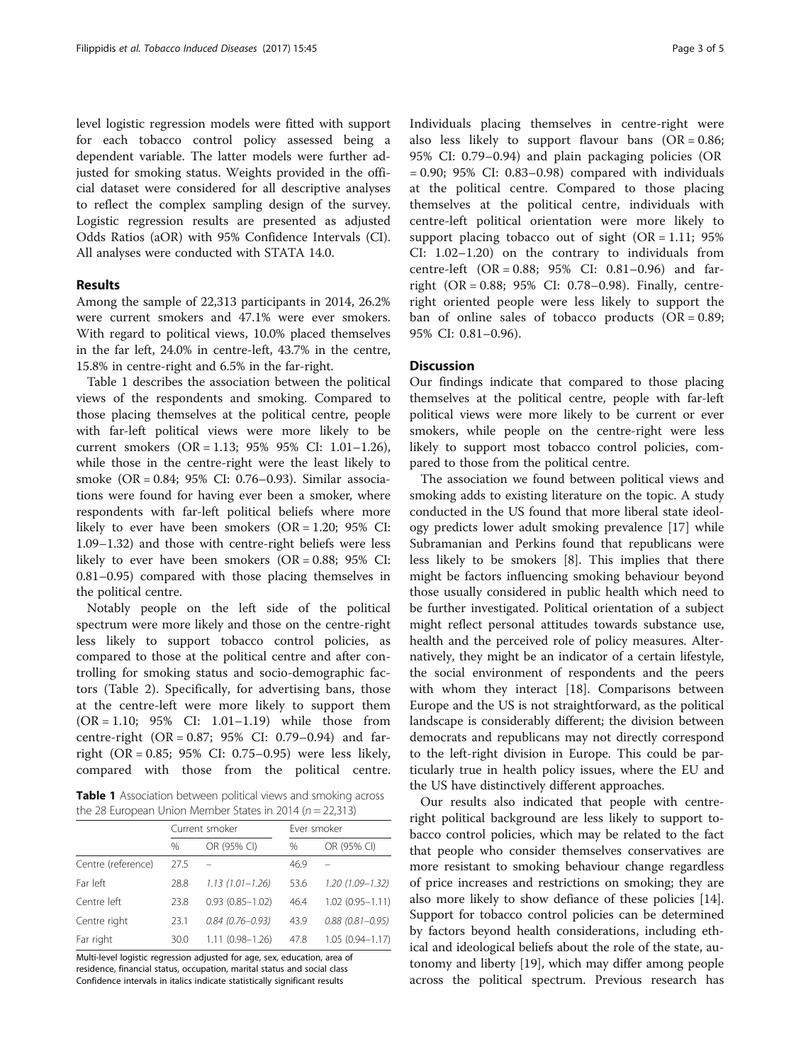level logistic regression models were fitted with support for each tobacco control policy assessed being a dependent variable. The latter models were further adjusted for smoking status. Weights provided in the official dataset were considered for all descriptive analyses to reflect the complex sampling design of the survey. Logistic regression results are presented as adjusted Odds Ratios (aOR) with 95% Confidence Intervals (CI). All analyses were conducted with STATA 14.0.

## Results

Among the sample of 22,313 participants in 2014, 26.2% were current smokers and 47.1% were ever smokers. With regard to political views, 10.0% placed themselves in the far left, 24.0% in centre-left, 43.7% in the centre, 15.8% in centre-right and 6.5% in the far-right.

Table 1 describes the association between the political views of the respondents and smoking. Compared to those placing themselves at the political centre, people with far-left political views were more likely to be current smokers (OR = 1.13; 95% 95% CI: 1.01–1.26), while those in the centre-right were the least likely to smoke (OR = 0.84; 95% CI: 0.76–0.93). Similar associations were found for having ever been a smoker, where respondents with far-left political beliefs where more likely to ever have been smokers (OR = 1.20; 95% CI: 1.09–1.32) and those with centre-right beliefs were less likely to ever have been smokers (OR = 0.88; 95% CI: 0.81–0.95) compared with those placing themselves in the political centre.

Notably people on the left side of the political spectrum were more likely and those on the centre-right less likely to support tobacco control policies, as compared to those at the political centre and after controlling for smoking status and socio-demographic factors (Table 2). Specifically, for advertising bans, those at the centre-left were more likely to support them (OR = 1.10; 95% CI: 1.01–1.19) while those from centre-right (OR = 0.87; 95% CI: 0.79–0.94) and far-right (OR = 0.85; 95% CI: 0.75–0.95) were less likely, compared with those from the political centre.

**Table 1** Association between political views and smoking across the 28 European Union Member States in 2014 ($n = 22{,}313$)

| | Current smoker | | Ever smoker | |
|---|---|---|---|---|
| | % | OR (95% CI) | % | OR (95% CI) |
| Centre (reference) | 27.5 | – | 46.9 | – |
| Far left | 28.8 | *1.13 (1.01–1.26)* | 53.6 | *1.20 (1.09–1.32)* |
| Centre left | 23.8 | 0.93 (0.85–1.02) | 46.4 | 1.02 (0.95–1.11) |
| Centre right | 23.1 | *0.84 (0.76–0.93)* | 43.9 | *0.88 (0.81–0.95)* |
| Far right | 30.0 | 1.11 (0.98–1.26) | 47.8 | 1.05 (0.94–1.17) |

Multi-level logistic regression adjusted for age, sex, education, area of residence, financial status, occupation, marital status and social class
Confidence intervals in italics indicate statistically significant results

Individuals placing themselves in centre-right were also less likely to support flavour bans (OR = 0.86; 95% CI: 0.79–0.94) and plain packaging policies (OR = 0.90; 95% CI: 0.83–0.98) compared with individuals at the political centre. Compared to those placing themselves at the political centre, individuals with centre-left political orientation were more likely to support placing tobacco out of sight (OR = 1.11; 95% CI: 1.02–1.20) on the contrary to individuals from centre-left (OR = 0.88; 95% CI: 0.81–0.96) and far-right (OR = 0.88; 95% CI: 0.78–0.98). Finally, centre-right oriented people were less likely to support the ban of online sales of tobacco products (OR = 0.89; 95% CI: 0.81–0.96).

## Discussion

Our findings indicate that compared to those placing themselves at the political centre, people with far-left political views were more likely to be current or ever smokers, while people on the centre-right were less likely to support most tobacco control policies, compared to those from the political centre.

The association we found between political views and smoking adds to existing literature on the topic. A study conducted in the US found that more liberal state ideology predicts lower adult smoking prevalence [17] while Subramanian and Perkins found that republicans were less likely to be smokers [8]. This implies that there might be factors influencing smoking behaviour beyond those usually considered in public health which need to be further investigated. Political orientation of a subject might reflect personal attitudes towards substance use, health and the perceived role of policy measures. Alternatively, they might be an indicator of a certain lifestyle, the social environment of respondents and the peers with whom they interact [18]. Comparisons between Europe and the US is not straightforward, as the political landscape is considerably different; the division between democrats and republicans may not directly correspond to the left-right division in Europe. This could be particularly true in health policy issues, where the EU and the US have distinctively different approaches.

Our results also indicated that people with centre-right political background are less likely to support tobacco control policies, which may be related to the fact that people who consider themselves conservatives are more resistant to smoking behaviour change regardless of price increases and restrictions on smoking; they are also more likely to show defiance of these policies [14]. Support for tobacco control policies can be determined by factors beyond health considerations, including ethical and ideological beliefs about the role of the state, autonomy and liberty [19], which may differ among people across the political spectrum. Previous research has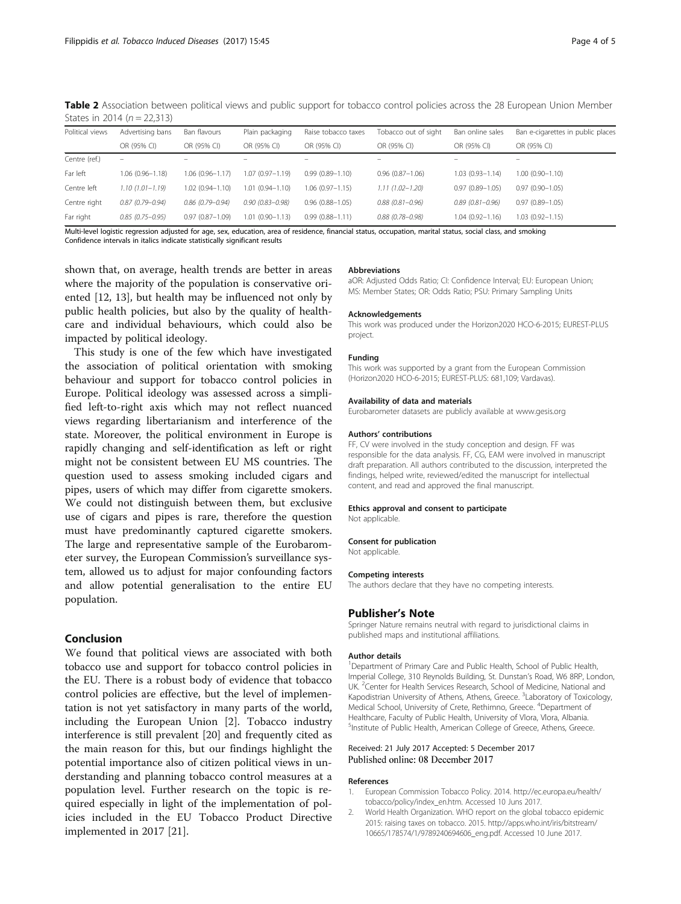**Table 2** Association between political views and public support for tobacco control policies across the 28 European Union Member States in 2014 ($n = 22,313$)

| Political views | Advertising bans | Ban flavours | Plain packaging | Raise tobacco taxes | Tobacco out of sight | Ban online sales | Ban e-cigarettes in public places |
|---|---|---|---|---|---|---|---|
| | OR (95% CI) | OR (95% CI) | OR (95% CI) | OR (95% CI) | OR (95% CI) | OR (95% CI) | OR (95% CI) |
| Centre (ref.) | – | – | – | – | – | – | – |
| Far left | 1.06 (0.96–1.18) | 1.06 (0.96–1.17) | 1.07 (0.97–1.19) | 0.99 (0.89–1.10) | 0.96 (0.87–1.06) | 1.03 (0.93–1.14) | 1.00 (0.90–1.10) |
| Centre left | *1.10 (1.01–1.19)* | 1.02 (0.94–1.10) | 1.01 (0.94–1.10) | 1.06 (0.97–1.15) | *1.11 (1.02–1.20)* | 0.97 (0.89–1.05) | 0.97 (0.90–1.05) |
| Centre right | *0.87 (0.79–0.94)* | *0.86 (0.79–0.94)* | *0.90 (0.83–0.98)* | 0.96 (0.88–1.05) | *0.88 (0.81–0.96)* | *0.89 (0.81–0.96)* | 0.97 (0.89–1.05) |
| Far right | *0.85 (0.75–0.95)* | 0.97 (0.87–1.09) | 1.01 (0.90–1.13) | 0.99 (0.88–1.11) | *0.88 (0.78–0.98)* | 1.04 (0.92–1.16) | 1.03 (0.92–1.15) |

Multi-level logistic regression adjusted for age, sex, education, area of residence, financial status, occupation, marital status, social class, and smoking
Confidence intervals in italics indicate statistically significant results

shown that, on average, health trends are better in areas where the majority of the population is conservative oriented [12, 13], but health may be influenced not only by public health policies, but also by the quality of healthcare and individual behaviours, which could also be impacted by political ideology.

This study is one of the few which have investigated the association of political orientation with smoking behaviour and support for tobacco control policies in Europe. Political ideology was assessed across a simplified left-to-right axis which may not reflect nuanced views regarding libertarianism and interference of the state. Moreover, the political environment in Europe is rapidly changing and self-identification as left or right might not be consistent between EU MS countries. The question used to assess smoking included cigars and pipes, users of which may differ from cigarette smokers. We could not distinguish between them, but exclusive use of cigars and pipes is rare, therefore the question must have predominantly captured cigarette smokers. The large and representative sample of the Eurobarometer survey, the European Commission's surveillance system, allowed us to adjust for major confounding factors and allow potential generalisation to the entire EU population.

## Conclusion

We found that political views are associated with both tobacco use and support for tobacco control policies in the EU. There is a robust body of evidence that tobacco control policies are effective, but the level of implementation is not yet satisfactory in many parts of the world, including the European Union [2]. Tobacco industry interference is still prevalent [20] and frequently cited as the main reason for this, but our findings highlight the potential importance also of citizen political views in understanding and planning tobacco control measures at a population level. Further research on the topic is required especially in light of the implementation of policies included in the EU Tobacco Product Directive implemented in 2017 [21].

#### Abbreviations

aOR: Adjusted Odds Ratio; CI: Confidence Interval; EU: European Union; MS: Member States; OR: Odds Ratio; PSU: Primary Sampling Units

#### Acknowledgements

This work was produced under the Horizon2020 HCO-6-2015; EUREST-PLUS project.

#### Funding

This work was supported by a grant from the European Commission (Horizon2020 HCO-6-2015; EUREST-PLUS: 681,109; Vardavas).

#### Availability of data and materials

Eurobarometer datasets are publicly available at www.gesis.org

#### Authors' contributions

FF, CV were involved in the study conception and design. FF was responsible for the data analysis. FF, CG, EAM were involved in manuscript draft preparation. All authors contributed to the discussion, interpreted the findings, helped write, reviewed/edited the manuscript for intellectual content, and read and approved the final manuscript.

#### Ethics approval and consent to participate

Not applicable.

#### Consent for publication

Not applicable.

#### Competing interests

The authors declare that they have no competing interests.

## Publisher's Note

Springer Nature remains neutral with regard to jurisdictional claims in published maps and institutional affiliations.

#### Author details

[1]Department of Primary Care and Public Health, School of Public Health, Imperial College, 310 Reynolds Building, St. Dunstan's Road, W6 8RP, London, UK. [2]Center for Health Services Research, School of Medicine, National and Kapodistrian University of Athens, Athens, Greece. [3]Laboratory of Toxicology, Medical School, University of Crete, Rethimno, Greece. [4]Department of Healthcare, Faculty of Public Health, University of Vlora, Vlora, Albania. [5]Institute of Public Health, American College of Greece, Athens, Greece.

Received: 21 July 2017 Accepted: 5 December 2017
Published online: 08 December 2017

#### References

1. European Commission Tobacco Policy. 2014. http://ec.europa.eu/health/tobacco/policy/index_en.htm. Accessed 10 Juns 2017.
2. World Health Organization. WHO report on the global tobacco epidemic 2015: raising taxes on tobacco. 2015. http://apps.who.int/iris/bitstream/10665/178574/1/9789240694606_eng.pdf. Accessed 10 June 2017.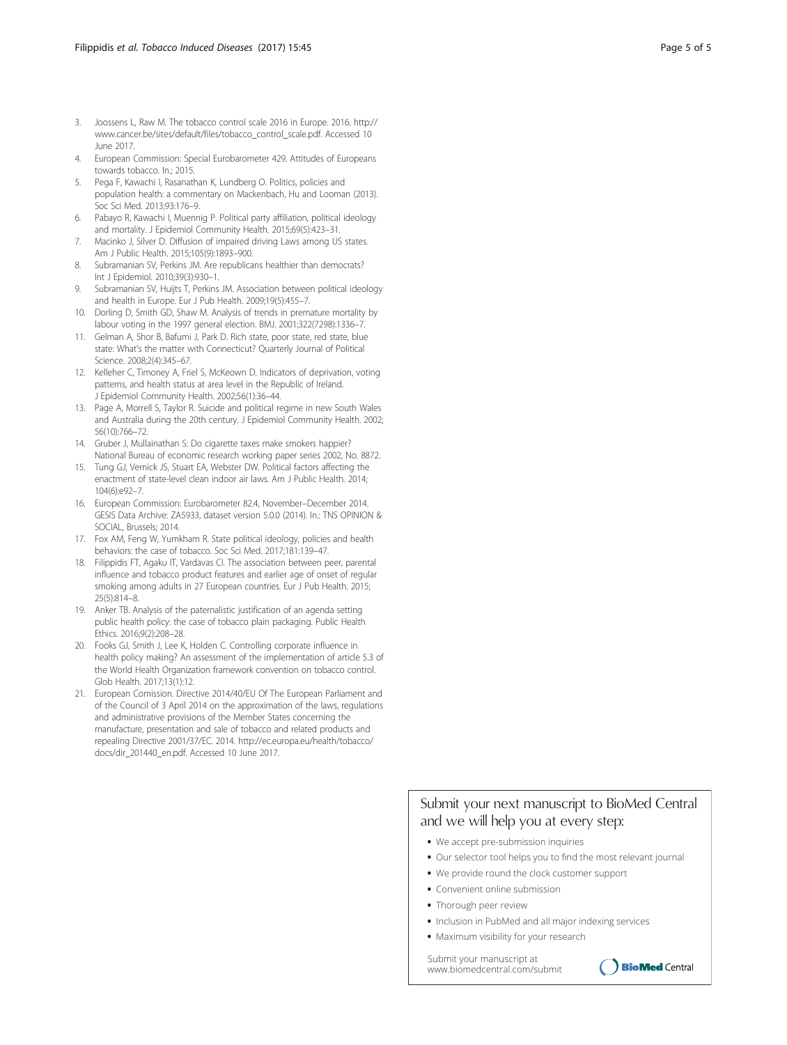3. Joossens L, Raw M. The tobacco control scale 2016 in Europe. 2016. http://www.cancer.be/sites/default/files/tobacco_control_scale.pdf. Accessed 10 June 2017.
4. European Commission: Special Eurobarometer 429. Attitudes of Europeans towards tobacco. In:; 2015.
5. Pega F, Kawachi I, Rasanathan K, Lundberg O. Politics, policies and population health: a commentary on Mackenbach, Hu and Looman (2013). Soc Sci Med. 2013;93:176–9.
6. Pabayo R, Kawachi I, Muennig P. Political party affiliation, political ideology and mortality. J Epidemiol Community Health. 2015;69(5):423–31.
7. Macinko J, Silver D. Diffusion of impaired driving Laws among US states. Am J Public Health. 2015;105(9):1893–900.
8. Subramanian SV, Perkins JM. Are republicans healthier than democrats? Int J Epidemiol. 2010;39(3):930–1.
9. Subramanian SV, Huijts T, Perkins JM. Association between political ideology and health in Europe. Eur J Pub Health. 2009;19(5):455–7.
10. Dorling D, Smith GD, Shaw M. Analysis of trends in premature mortality by labour voting in the 1997 general election. BMJ. 2001;322(7298):1336–7.
11. Gelman A, Shor B, Bafumi J, Park D. Rich state, poor state, red state, blue state: What's the matter with Connecticut? Quarterly Journal of Political Science. 2008;2(4):345–67.
12. Kelleher C, Timoney A, Friel S, McKeown D. Indicators of deprivation, voting patterns, and health status at area level in the Republic of Ireland. J Epidemiol Community Health. 2002;56(1):36–44.
13. Page A, Morrell S, Taylor R. Suicide and political regime in new South Wales and Australia during the 20th century. J Epidemiol Community Health. 2002; 56(10):766–72.
14. Gruber J, Mullainathan S: Do cigarette taxes make smokers happier? National Bureau of economic research working paper series 2002, No. 8872.
15. Tung GJ, Vernick JS, Stuart EA, Webster DW. Political factors affecting the enactment of state-level clean indoor air laws. Am J Public Health. 2014; 104(6):e92–7.
16. European Commission: Eurobarometer 82.4, November–December 2014. GESIS Data Archive: ZA5933, dataset version 5.0.0 (2014). In.: TNS OPINION & SOCIAL, Brussels; 2014.
17. Fox AM, Feng W, Yumkham R. State political ideology, policies and health behaviors: the case of tobacco. Soc Sci Med. 2017;181:139–47.
18. Filippidis FT, Agaku IT, Vardavas CI. The association between peer, parental influence and tobacco product features and earlier age of onset of regular smoking among adults in 27 European countries. Eur J Pub Health. 2015; 25(5):814–8.
19. Anker TB. Analysis of the paternalistic justification of an agenda setting public health policy: the case of tobacco plain packaging. Public Health Ethics. 2016;9(2):208–28.
20. Fooks GJ, Smith J, Lee K, Holden C. Controlling corporate influence in health policy making? An assessment of the implementation of article 5.3 of the World Health Organization framework convention on tobacco control. Glob Health. 2017;13(1):12.
21. European Comission. Directive 2014/40/EU Of The European Parliament and of the Council of 3 April 2014 on the approximation of the laws, regulations and administrative provisions of the Member States concerning the manufacture, presentation and sale of tobacco and related products and repealing Directive 2001/37/EC. 2014. http://ec.europa.eu/health/tobacco/docs/dir_201440_en.pdf. Accessed 10 June 2017.

Submit your next manuscript to BioMed Central and we will help you at every step:

- We accept pre-submission inquiries
- Our selector tool helps you to find the most relevant journal
- We provide round the clock customer support
- Convenient online submission
- Thorough peer review
- Inclusion in PubMed and all major indexing services
- Maximum visibility for your research

Submit your manuscript at www.biomedcentral.com/submit

BioMed Central